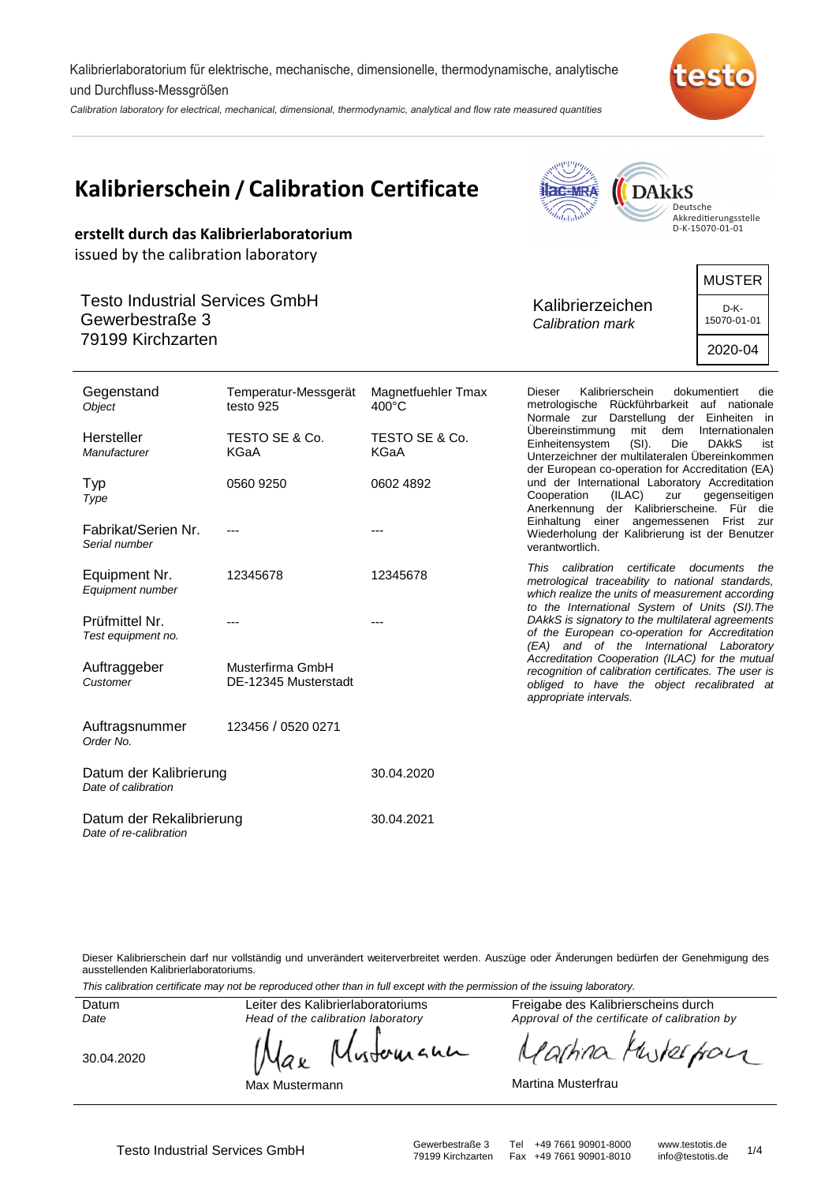Kalibrierlaboratorium für elektrische, mechanische, dimensionelle, thermodynamische, analytische und Durchfluss-Messgrößen

*Calibration laboratory for electrical, mechanical, dimensional, thermodynamic, analytical and flow rate measured quantities*

# Kalibrierschein / Calibration Certificate

ilac-MRA | DAkkS Deutsche Akkreditierungsstelle D-K-15070-01-01

**erstellt durch das Kalibrierlaboratorium**
issued by the calibration laboratory

Testo Industrial Services GmbH
Gewerbestraße 3
79199 Kirchzarten

Kalibrierzeichen
*Calibration mark*

| MUSTER |
|---|
| D-K-15070-01-01 |
| 2020-04 |

| | | |
|---|---|---|
| Gegenstand *Object* | Temperatur-Messgerät testo 925 | Magnetfuehler Tmax 400°C |
| Hersteller *Manufacturer* | TESTO SE & Co. KGaA | TESTO SE & Co. KGaA |
| Typ *Type* | 0560 9250 | 0602 4892 |
| Fabrikat/Serien Nr. *Serial number* | --- | --- |
| Equipment Nr. *Equipment number* | 12345678 | 12345678 |
| Prüfmittel Nr. *Test equipment no.* | --- | --- |
| Auftraggeber *Customer* | Musterfirma GmbH DE-12345 Musterstadt | |
| Auftragsnummer *Order No.* | 123456 / 0520 0271 | |
| Datum der Kalibrierung *Date of calibration* | | 30.04.2020 |
| Datum der Rekalibrierung *Date of re-calibration* | | 30.04.2021 |

Dieser Kalibrierschein dokumentiert die metrologische Rückführbarkeit auf nationale Normale zur Darstellung der Einheiten in Übereinstimmung mit dem Internationalen Einheitensystem (SI). Die DAkkS ist Unterzeichner der multilateralen Übereinkommen der European co-operation for Accreditation (EA) und der International Laboratory Accreditation Cooperation (ILAC) zur gegenseitigen Anerkennung der Kalibrierscheine. Für die Einhaltung einer angemessenen Frist zur Wiederholung der Kalibrierung ist der Benutzer verantwortlich.

*This calibration certificate documents the metrological traceability to national standards, which realize the units of measurement according to the International System of Units (SI).The DAkkS is signatory to the multilateral agreements of the European co-operation for Accreditation (EA) and of the International Laboratory Accreditation Cooperation (ILAC) for the mutual recognition of calibration certificates. The user is obliged to have the object recalibrated at appropriate intervals.*

Dieser Kalibrierschein darf nur vollständig und unverändert weiterverbreitet werden. Auszüge oder Änderungen bedürfen der Genehmigung des ausstellenden Kalibrierlaboratoriums.

*This calibration certificate may not be reproduced other than in full except with the permission of the issuing laboratory.*

| Datum *Date* | Leiter des Kalibrierlaboratoriums *Head of the calibration laboratory* | Freigabe des Kalibrierscheins durch *Approval of the certificate of calibration by* |
|---|---|---|
| 30.04.2020 | Max Mustermann | Martina Musterfrau |

Testo Industrial Services GmbH | Gewerbestraße 3, 79199 Kirchzarten | Tel +49 7661 90901-8000, Fax +49 7661 90901-8010 | www.testotis.de, info@testotis.de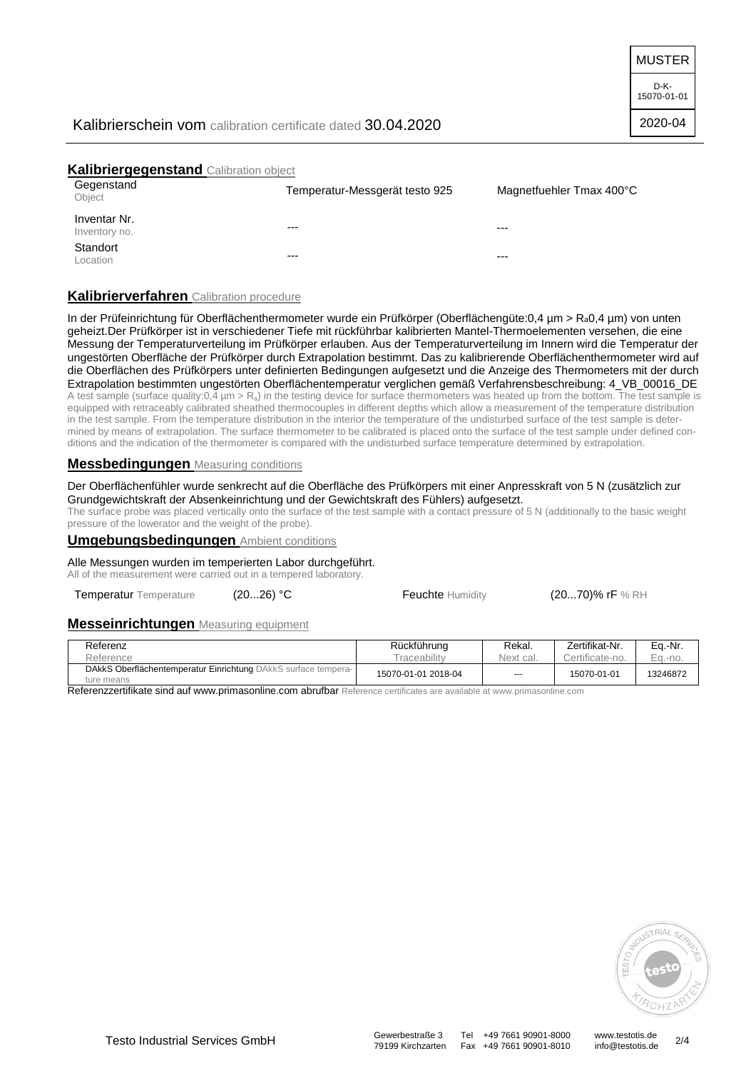MUSTER

D-K-15070-01-01

2020-04

Kalibrierschein vom calibration certificate dated 30.04.2020

## Kalibriergegenstand Calibration object

| | | |
|---|---|---|
| Gegenstand<br>Object | Temperatur-Messgerät testo 925 | Magnetfuehler Tmax 400°C |
| Inventar Nr.<br>Inventory no. | --- | --- |
| Standort<br>Location | --- | --- |

## Kalibrierverfahren Calibration procedure

In der Prüfeinrichtung für Oberflächenthermometer wurde ein Prüfkörper (Oberflächengüte:0,4 µm > $R_a$0,4 µm) von unten geheizt.Der Prüfkörper ist in verschiedener Tiefe mit rückführbar kalibrierten Mantel-Thermoelementen versehen, die eine Messung der Temperaturverteilung im Prüfkörper erlauben. Aus der Temperaturverteilung im Innern wird die Temperatur der ungestörten Oberfläche der Prüfkörper durch Extrapolation bestimmt. Das zu kalibrierende Oberflächenthermometer wird auf die Oberflächen des Prüfkörpers unter definierten Bedingungen aufgesetzt und die Anzeige des Thermometers mit der durch Extrapolation bestimmten ungestörten Oberflächentemperatur verglichen gemäß Verfahrensbeschreibung: 4_VB_00016_DE

A test sample (surface quality:0,4 µm > $R_a$) in the testing device for surface thermometers was heated up from the bottom. The test sample is equipped with retraceably calibrated sheathed thermocouples in different depths which allow a measurement of the temperature distribution in the test sample. From the temperature distribution in the interior the temperature of the undisturbed surface of the test sample is determined by means of extrapolation. The surface thermometer to be calibrated is placed onto the surface of the test sample under defined conditions and the indication of the thermometer is compared with the undisturbed surface temperature determined by extrapolation.

## Messbedingungen Measuring conditions

Der Oberflächenfühler wurde senkrecht auf die Oberfläche des Prüfkörpers mit einer Anpresskraft von 5 N (zusätzlich zur Grundgewichtskraft der Absenkeinrichtung und der Gewichtskraft des Fühlers) aufgesetzt.

The surface probe was placed vertically onto the surface of the test sample with a contact pressure of 5 N (additionally to the basic weight pressure of the lowerator and the weight of the probe).

## Umgebungsbedingungen Ambient conditions

Alle Messungen wurden im temperierten Labor durchgeführt.

All of the measurement were carried out in a tempered laboratory.

| | | | |
|---|---|---|---|
| Temperatur Temperature | (20...26) °C | Feuchte Humidity | (20...70)% rF % RH |

## Messeinrichtungen Measuring equipment

| Referenz<br>Reference | Rückführung<br>Traceability | Rekal.<br>Next cal. | Zertifikat-Nr.<br>Certificate-no. | Eq.-Nr.<br>Eq.-no. |
|---|---|---|---|---|
| DAkkS Oberflächentemperatur Einrichtung DAkkS surface temperature means | 15070-01-01 2018-04 | --- | 15070-01-01 | 13246872 |

Referenzzertifikate sind auf www.primasonline.com abrufbar Reference certificates are available at www.primasonline.com

Testo Industrial Services GmbH | Gewerbestraße 3, 79199 Kirchzarten | Tel +49 7661 90901-8000, Fax +49 7661 90901-8010 | www.testotis.de, info@testotis.de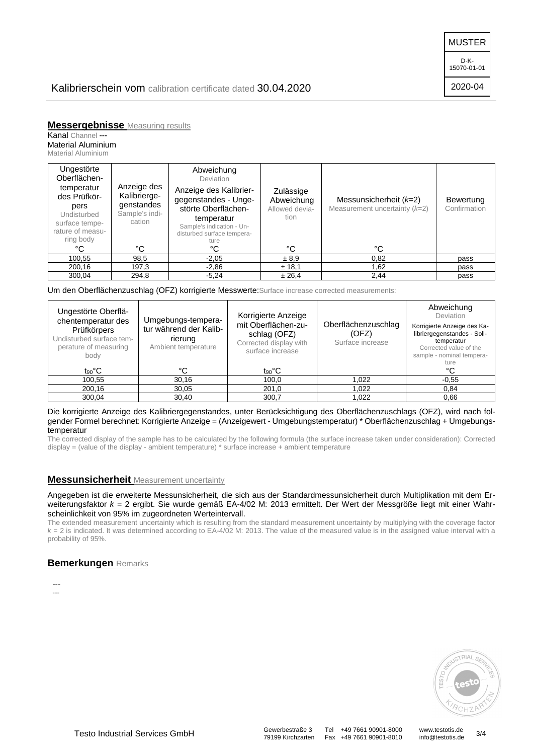MUSTER

D-K-15070-01-01

2020-04

Kalibrierschein vom calibration certificate dated 30.04.2020

## Messergebnisse Measuring results

Kanal Channel ---
Material Aluminium
Material Aluminium

| Ungestörte Oberflächen-temperatur des Prüfkörpers Undisturbed surface temperature of measuring body | Anzeige des Kalibriergegenstandes Sample's indication | Abweichung Deviation Anzeige des Kalibriergegenstandes - Ungestörte Oberflächentemperatur Sample's indication - Undisturbed surface temperature | Zulässige Abweichung Allowed deviation | Messunsicherheit ($k$=2) Measurement uncertainty ($k$=2) | Bewertung Confirmation |
|---|---|---|---|---|---|
| °C | °C | °C | °C | °C | |
| 100,55 | 98,5 | -2,05 | ± 8,9 | 0,82 | pass |
| 200,16 | 197,3 | -2,86 | ± 18,1 | 1,62 | pass |
| 300,04 | 294,8 | -5,24 | ± 26,4 | 2,44 | pass |

Um den Oberflächenzuschlag (OFZ) korrigierte Messwerte: Surface increase corrected measurements:

| Ungestörte Oberflächentemperatur des Prüfkörpers Undisturbed surface temperature of measuring body | Umgebungstemperatur während der Kalibrierung Ambient temperature | Korrigierte Anzeige mit Oberflächenzuschlag (OFZ) Corrected display with surface increase | Oberflächenzuschlag (OFZ) Surface increase | Abweichung Deviation Korrigierte Anzeige des Kalibriergegenstandes - Solltemperatur Corrected value of the sample - nominal temperature |
|---|---|---|---|---|
| $t_{90}$°C | °C | $t_{90}$°C | | °C |
| 100,55 | 30,16 | 100,0 | 1,022 | -0,55 |
| 200,16 | 30,05 | 201,0 | 1,022 | 0,84 |
| 300,04 | 30,40 | 300,7 | 1,022 | 0,66 |

Die korrigierte Anzeige des Kalibriergegenstandes, unter Berücksichtigung des Oberflächenzuschlags (OFZ), wird nach folgender Formel berechnet: Korrigierte Anzeige = (Anzeigewert - Umgebungstemperatur) * Oberflächenzuschlag + Umgebungstemperatur

The corrected display of the sample has to be calculated by the following formula (the surface increase taken under consideration): Corrected display = (value of the display - ambient temperature) * surface increase + ambient temperature

## Messunsicherheit Measurement uncertainty

Angegeben ist die erweiterte Messunsicherheit, die sich aus der Standardmessunsicherheit durch Multiplikation mit dem Erweiterungsfaktor $k$ = 2 ergibt. Sie wurde gemäß EA-4/02 M: 2013 ermittelt. Der Wert der Messgröße liegt mit einer Wahrscheinlichkeit von 95% im zugeordneten Werteintervall.

The extended measurement uncertainty which is resulting from the standard measurement uncertainty by multiplying with the coverage factor $k$ = 2 is indicated. It was determined according to EA-4/02 M: 2013. The value of the measured value is in the assigned value interval with a probability of 95%.

## Bemerkungen Remarks

---

---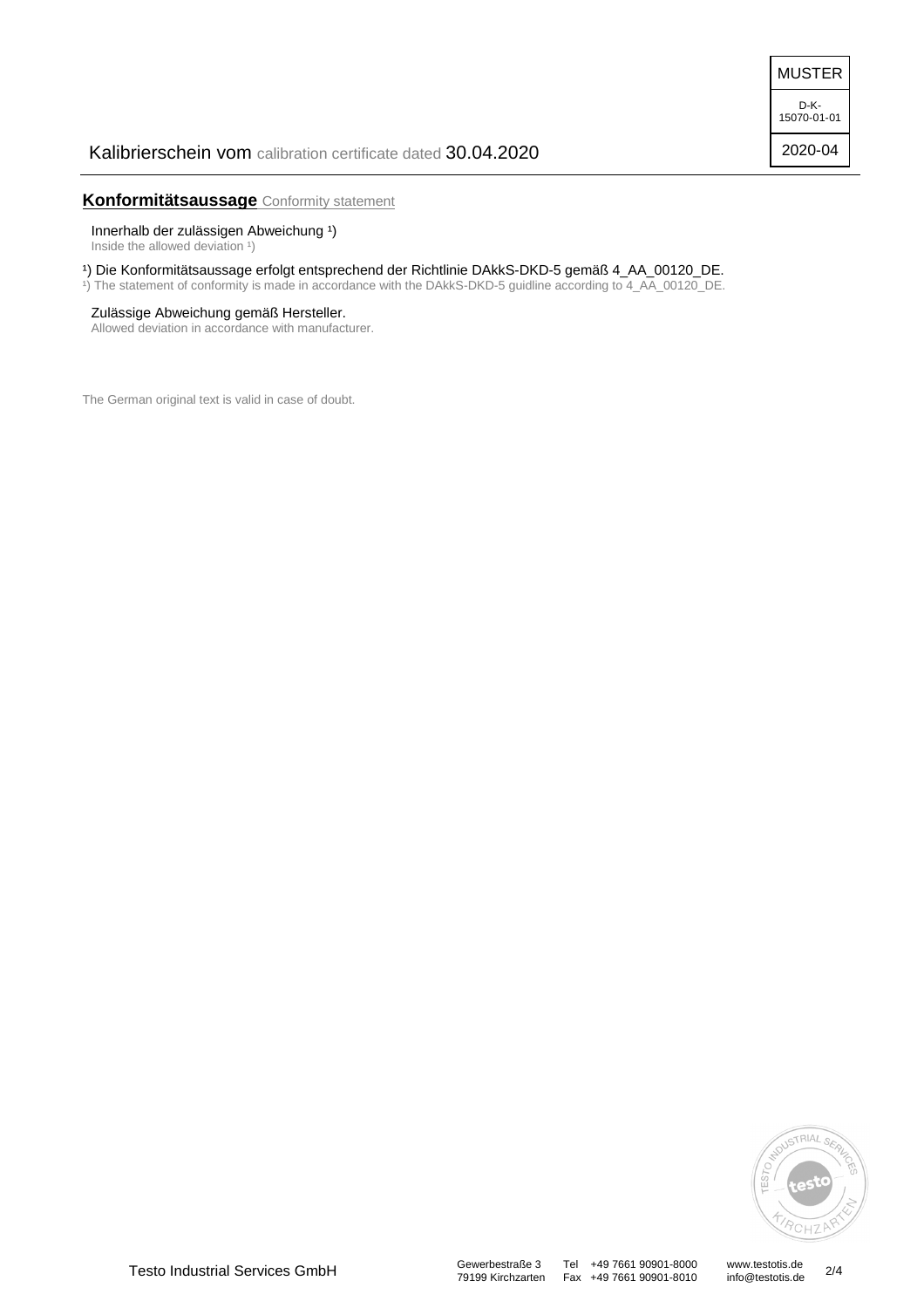MUSTER

D-K-
15070-01-01

2020-04

Kalibrierschein vom calibration certificate dated 30.04.2020

## **Konformitätsaussage** Conformity statement

Innerhalb der zulässigen Abweichung [1])
Inside the allowed deviation [1])

[1]) Die Konformitätsaussage erfolgt entsprechend der Richtlinie DAkkS-DKD-5 gemäß 4_AA_00120_DE.
[1]) The statement of conformity is made in accordance with the DAkkS-DKD-5 guidline according to 4_AA_00120_DE.

Zulässige Abweichung gemäß Hersteller.
Allowed deviation in accordance with manufacturer.

The German original text is valid in case of doubt.

Testo Industrial Services GmbH

Gewerbestraße 3
79199 Kirchzarten

Tel +49 7661 90901-8000
Fax +49 7661 90901-8010

www.testotis.de
info@testotis.de